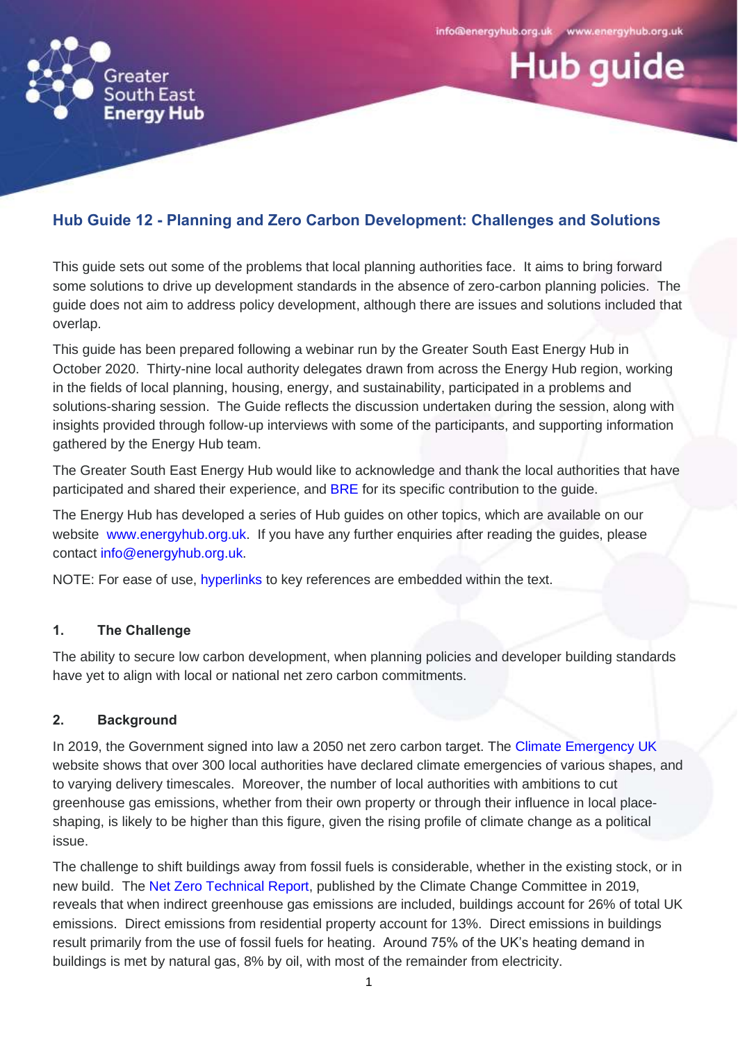Greater South East Energy Hub

info@energyhub.org.uk www.energyhub.org.uk

# Hub guide

## Hub Guide 12 - Planning and Zero Carbon Development: Challenges and Solutions

This guide sets out some of the problems that local planning authorities face. It aims to bring forward some solutions to drive up development standards in the absence of zero-carbon planning policies. The guide does not aim to address policy development, although there are issues and solutions included that overlap.

This guide has been prepared following a webinar run by the Greater South East Energy Hub in October 2020. Thirty-nine local authority delegates drawn from across the Energy Hub region, working in the fields of local planning, housing, energy, and sustainability, participated in a problems and solutions-sharing session. The Guide reflects the discussion undertaken during the session, along with insights provided through follow-up interviews with some of the participants, and supporting information gathered by the Energy Hub team.

The Greater South East Energy Hub would like to acknowledge and thank the local authorities that have participated and shared their experience, and BRE for its specific contribution to the guide.

The Energy Hub has developed a series of Hub guides on other topics, which are available on our website www.energyhub.org.uk. If you have any further enquiries after reading the guides, please contact info@energyhub.org.uk.

NOTE: For ease of use, hyperlinks to key references are embedded within the text.

### 1. The Challenge

The ability to secure low carbon development, when planning policies and developer building standards have yet to align with local or national net zero carbon commitments.

### 2. Background

In 2019, the Government signed into law a 2050 net zero carbon target. The Climate Emergency UK website shows that over 300 local authorities have declared climate emergencies of various shapes, and to varying delivery timescales. Moreover, the number of local authorities with ambitions to cut greenhouse gas emissions, whether from their own property or through their influence in local place-shaping, is likely to be higher than this figure, given the rising profile of climate change as a political issue.

The challenge to shift buildings away from fossil fuels is considerable, whether in the existing stock, or in new build. The Net Zero Technical Report, published by the Climate Change Committee in 2019, reveals that when indirect greenhouse gas emissions are included, buildings account for 26% of total UK emissions. Direct emissions from residential property account for 13%. Direct emissions in buildings result primarily from the use of fossil fuels for heating. Around 75% of the UK's heating demand in buildings is met by natural gas, 8% by oil, with most of the remainder from electricity.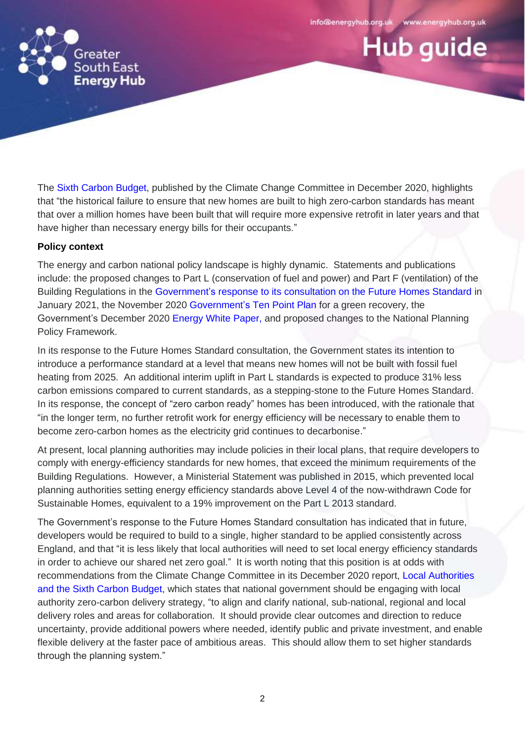The Sixth Carbon Budget, published by the Climate Change Committee in December 2020, highlights that "the historical failure to ensure that new homes are built to high zero-carbon standards has meant that over a million homes have been built that will require more expensive retrofit in later years and that have higher than necessary energy bills for their occupants."

**Policy context**

The energy and carbon national policy landscape is highly dynamic. Statements and publications include: the proposed changes to Part L (conservation of fuel and power) and Part F (ventilation) of the Building Regulations in the Government's response to its consultation on the Future Homes Standard in January 2021, the November 2020 Government's Ten Point Plan for a green recovery, the Government's December 2020 Energy White Paper, and proposed changes to the National Planning Policy Framework.

In its response to the Future Homes Standard consultation, the Government states its intention to introduce a performance standard at a level that means new homes will not be built with fossil fuel heating from 2025. An additional interim uplift in Part L standards is expected to produce 31% less carbon emissions compared to current standards, as a stepping-stone to the Future Homes Standard. In its response, the concept of "zero carbon ready" homes has been introduced, with the rationale that "in the longer term, no further retrofit work for energy efficiency will be necessary to enable them to become zero-carbon homes as the electricity grid continues to decarbonise."

At present, local planning authorities may include policies in their local plans, that require developers to comply with energy-efficiency standards for new homes, that exceed the minimum requirements of the Building Regulations. However, a Ministerial Statement was published in 2015, which prevented local planning authorities setting energy efficiency standards above Level 4 of the now-withdrawn Code for Sustainable Homes, equivalent to a 19% improvement on the Part L 2013 standard.

The Government's response to the Future Homes Standard consultation has indicated that in future, developers would be required to build to a single, higher standard to be applied consistently across England, and that "it is less likely that local authorities will need to set local energy efficiency standards in order to achieve our shared net zero goal." It is worth noting that this position is at odds with recommendations from the Climate Change Committee in its December 2020 report, Local Authorities and the Sixth Carbon Budget, which states that national government should be engaging with local authority zero-carbon delivery strategy, "to align and clarify national, sub-national, regional and local delivery roles and areas for collaboration. It should provide clear outcomes and direction to reduce uncertainty, provide additional powers where needed, identify public and private investment, and enable flexible delivery at the faster pace of ambitious areas. This should allow them to set higher standards through the planning system."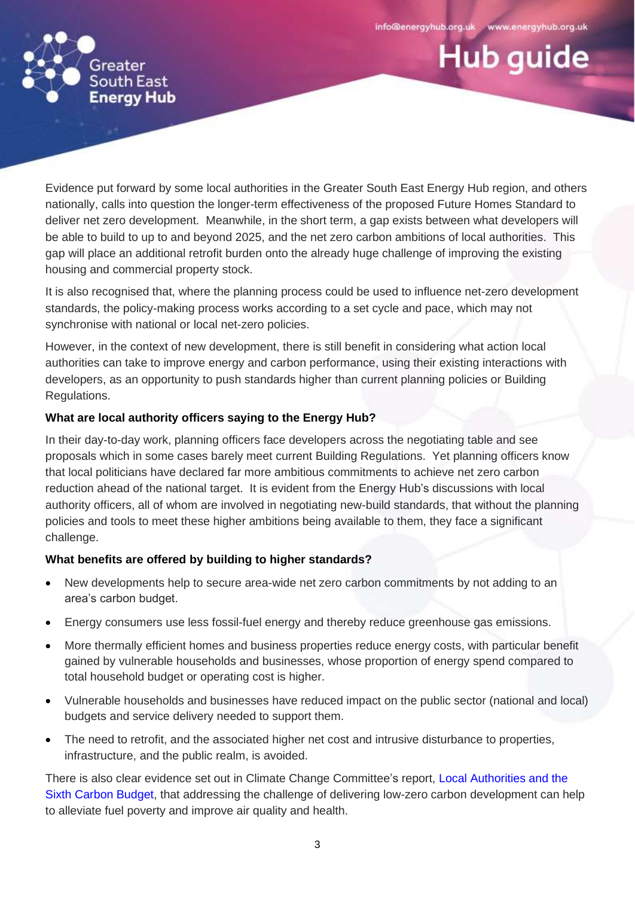Evidence put forward by some local authorities in the Greater South East Energy Hub region, and others nationally, calls into question the longer-term effectiveness of the proposed Future Homes Standard to deliver net zero development. Meanwhile, in the short term, a gap exists between what developers will be able to build to up to and beyond 2025, and the net zero carbon ambitions of local authorities. This gap will place an additional retrofit burden onto the already huge challenge of improving the existing housing and commercial property stock.

It is also recognised that, where the planning process could be used to influence net-zero development standards, the policy-making process works according to a set cycle and pace, which may not synchronise with national or local net-zero policies.

However, in the context of new development, there is still benefit in considering what action local authorities can take to improve energy and carbon performance, using their existing interactions with developers, as an opportunity to push standards higher than current planning policies or Building Regulations.

**What are local authority officers saying to the Energy Hub?**

In their day-to-day work, planning officers face developers across the negotiating table and see proposals which in some cases barely meet current Building Regulations. Yet planning officers know that local politicians have declared far more ambitious commitments to achieve net zero carbon reduction ahead of the national target. It is evident from the Energy Hub's discussions with local authority officers, all of whom are involved in negotiating new-build standards, that without the planning policies and tools to meet these higher ambitions being available to them, they face a significant challenge.

**What benefits are offered by building to higher standards?**

- New developments help to secure area-wide net zero carbon commitments by not adding to an area's carbon budget.
- Energy consumers use less fossil-fuel energy and thereby reduce greenhouse gas emissions.
- More thermally efficient homes and business properties reduce energy costs, with particular benefit gained by vulnerable households and businesses, whose proportion of energy spend compared to total household budget or operating cost is higher.
- Vulnerable households and businesses have reduced impact on the public sector (national and local) budgets and service delivery needed to support them.
- The need to retrofit, and the associated higher net cost and intrusive disturbance to properties, infrastructure, and the public realm, is avoided.

There is also clear evidence set out in Climate Change Committee's report, Local Authorities and the Sixth Carbon Budget, that addressing the challenge of delivering low-zero carbon development can help to alleviate fuel poverty and improve air quality and health.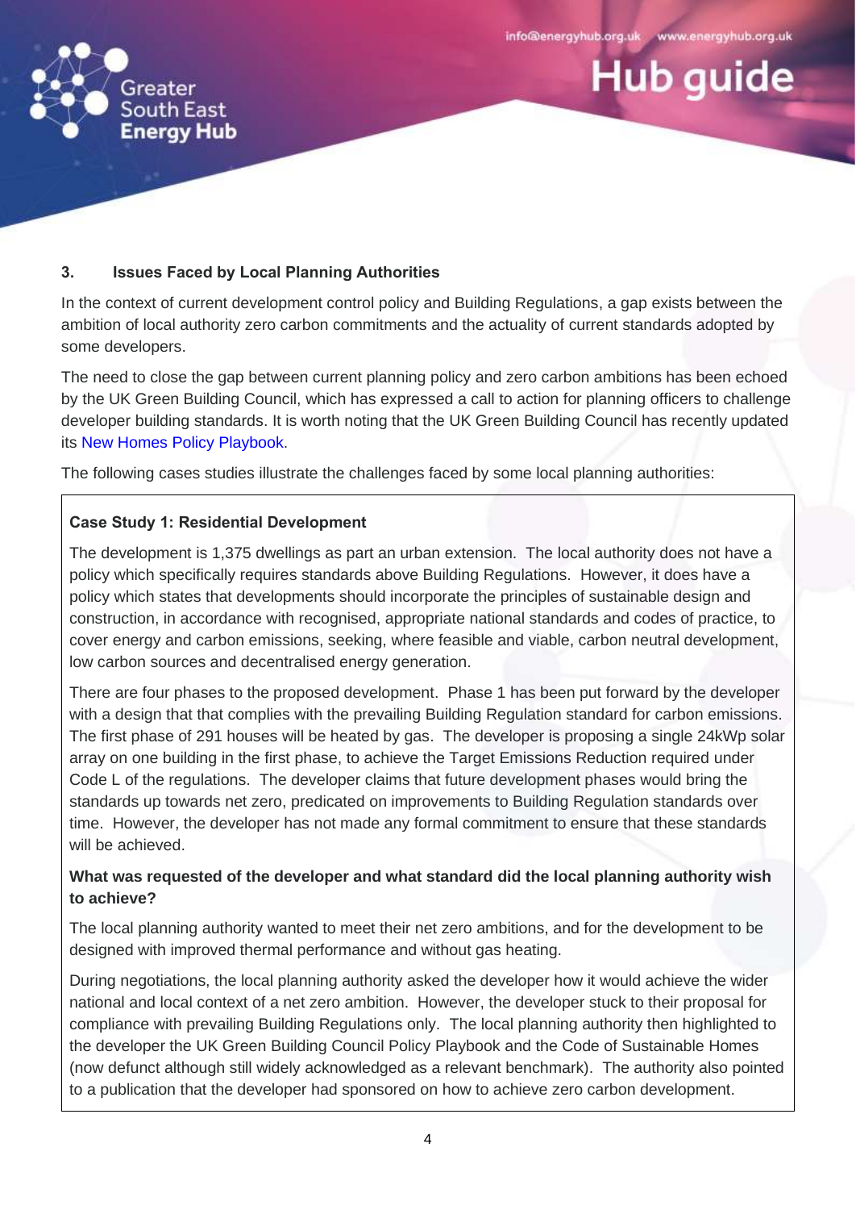## 3. Issues Faced by Local Planning Authorities

In the context of current development control policy and Building Regulations, a gap exists between the ambition of local authority zero carbon commitments and the actuality of current standards adopted by some developers.

The need to close the gap between current planning policy and zero carbon ambitions has been echoed by the UK Green Building Council, which has expressed a call to action for planning officers to challenge developer building standards. It is worth noting that the UK Green Building Council has recently updated its New Homes Policy Playbook.

The following cases studies illustrate the challenges faced by some local planning authorities:

**Case Study 1: Residential Development**

The development is 1,375 dwellings as part an urban extension. The local authority does not have a policy which specifically requires standards above Building Regulations. However, it does have a policy which states that developments should incorporate the principles of sustainable design and construction, in accordance with recognised, appropriate national standards and codes of practice, to cover energy and carbon emissions, seeking, where feasible and viable, carbon neutral development, low carbon sources and decentralised energy generation.

There are four phases to the proposed development. Phase 1 has been put forward by the developer with a design that that complies with the prevailing Building Regulation standard for carbon emissions. The first phase of 291 houses will be heated by gas. The developer is proposing a single 24kWp solar array on one building in the first phase, to achieve the Target Emissions Reduction required under Code L of the regulations. The developer claims that future development phases would bring the standards up towards net zero, predicated on improvements to Building Regulation standards over time. However, the developer has not made any formal commitment to ensure that these standards will be achieved.

**What was requested of the developer and what standard did the local planning authority wish to achieve?**

The local planning authority wanted to meet their net zero ambitions, and for the development to be designed with improved thermal performance and without gas heating.

During negotiations, the local planning authority asked the developer how it would achieve the wider national and local context of a net zero ambition. However, the developer stuck to their proposal for compliance with prevailing Building Regulations only. The local planning authority then highlighted to the developer the UK Green Building Council Policy Playbook and the Code of Sustainable Homes (now defunct although still widely acknowledged as a relevant benchmark). The authority also pointed to a publication that the developer had sponsored on how to achieve zero carbon development.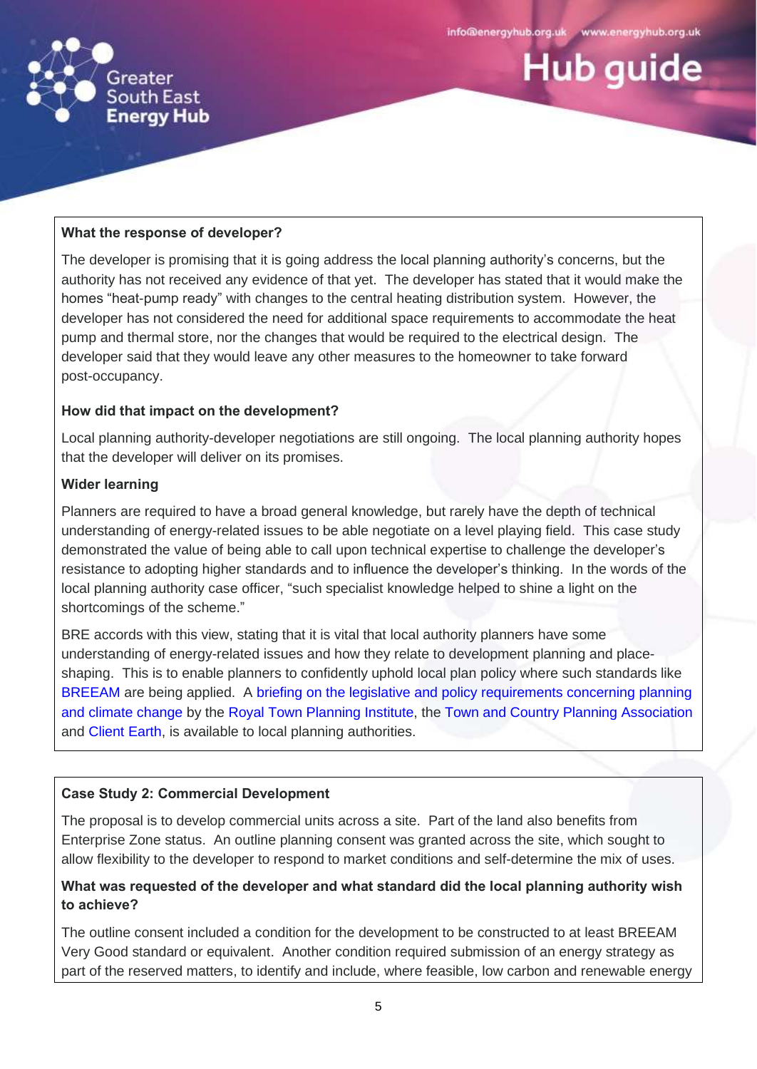**What the response of developer?**

The developer is promising that it is going address the local planning authority's concerns, but the authority has not received any evidence of that yet. The developer has stated that it would make the homes "heat-pump ready" with changes to the central heating distribution system. However, the developer has not considered the need for additional space requirements to accommodate the heat pump and thermal store, nor the changes that would be required to the electrical design. The developer said that they would leave any other measures to the homeowner to take forward post-occupancy.

**How did that impact on the development?**

Local planning authority-developer negotiations are still ongoing. The local planning authority hopes that the developer will deliver on its promises.

**Wider learning**

Planners are required to have a broad general knowledge, but rarely have the depth of technical understanding of energy-related issues to be able negotiate on a level playing field. This case study demonstrated the value of being able to call upon technical expertise to challenge the developer's resistance to adopting higher standards and to influence the developer's thinking. In the words of the local planning authority case officer, "such specialist knowledge helped to shine a light on the shortcomings of the scheme."

BRE accords with this view, stating that it is vital that local authority planners have some understanding of energy-related issues and how they relate to development planning and place-shaping. This is to enable planners to confidently uphold local plan policy where such standards like BREEAM are being applied. A briefing on the legislative and policy requirements concerning planning and climate change by the Royal Town Planning Institute, the Town and Country Planning Association and Client Earth, is available to local planning authorities.

**Case Study 2: Commercial Development**

The proposal is to develop commercial units across a site. Part of the land also benefits from Enterprise Zone status. An outline planning consent was granted across the site, which sought to allow flexibility to the developer to respond to market conditions and self-determine the mix of uses.

**What was requested of the developer and what standard did the local planning authority wish to achieve?**

The outline consent included a condition for the development to be constructed to at least BREEAM Very Good standard or equivalent. Another condition required submission of an energy strategy as part of the reserved matters, to identify and include, where feasible, low carbon and renewable energy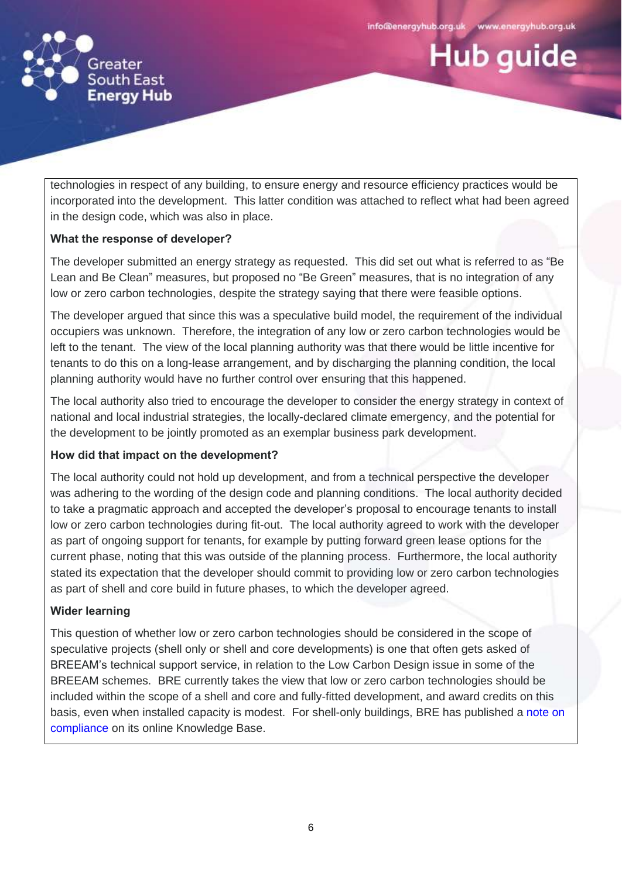technologies in respect of any building, to ensure energy and resource efficiency practices would be incorporated into the development. This latter condition was attached to reflect what had been agreed in the design code, which was also in place.

**What the response of developer?**

The developer submitted an energy strategy as requested. This did set out what is referred to as "Be Lean and Be Clean" measures, but proposed no "Be Green" measures, that is no integration of any low or zero carbon technologies, despite the strategy saying that there were feasible options.

The developer argued that since this was a speculative build model, the requirement of the individual occupiers was unknown. Therefore, the integration of any low or zero carbon technologies would be left to the tenant. The view of the local planning authority was that there would be little incentive for tenants to do this on a long-lease arrangement, and by discharging the planning condition, the local planning authority would have no further control over ensuring that this happened.

The local authority also tried to encourage the developer to consider the energy strategy in context of national and local industrial strategies, the locally-declared climate emergency, and the potential for the development to be jointly promoted as an exemplar business park development.

**How did that impact on the development?**

The local authority could not hold up development, and from a technical perspective the developer was adhering to the wording of the design code and planning conditions. The local authority decided to take a pragmatic approach and accepted the developer's proposal to encourage tenants to install low or zero carbon technologies during fit-out. The local authority agreed to work with the developer as part of ongoing support for tenants, for example by putting forward green lease options for the current phase, noting that this was outside of the planning process. Furthermore, the local authority stated its expectation that the developer should commit to providing low or zero carbon technologies as part of shell and core build in future phases, to which the developer agreed.

**Wider learning**

This question of whether low or zero carbon technologies should be considered in the scope of speculative projects (shell only or shell and core developments) is one that often gets asked of BREEAM's technical support service, in relation to the Low Carbon Design issue in some of the BREEAM schemes. BRE currently takes the view that low or zero carbon technologies should be included within the scope of a shell and core and fully-fitted development, and award credits on this basis, even when installed capacity is modest. For shell-only buildings, BRE has published a note on compliance on its online Knowledge Base.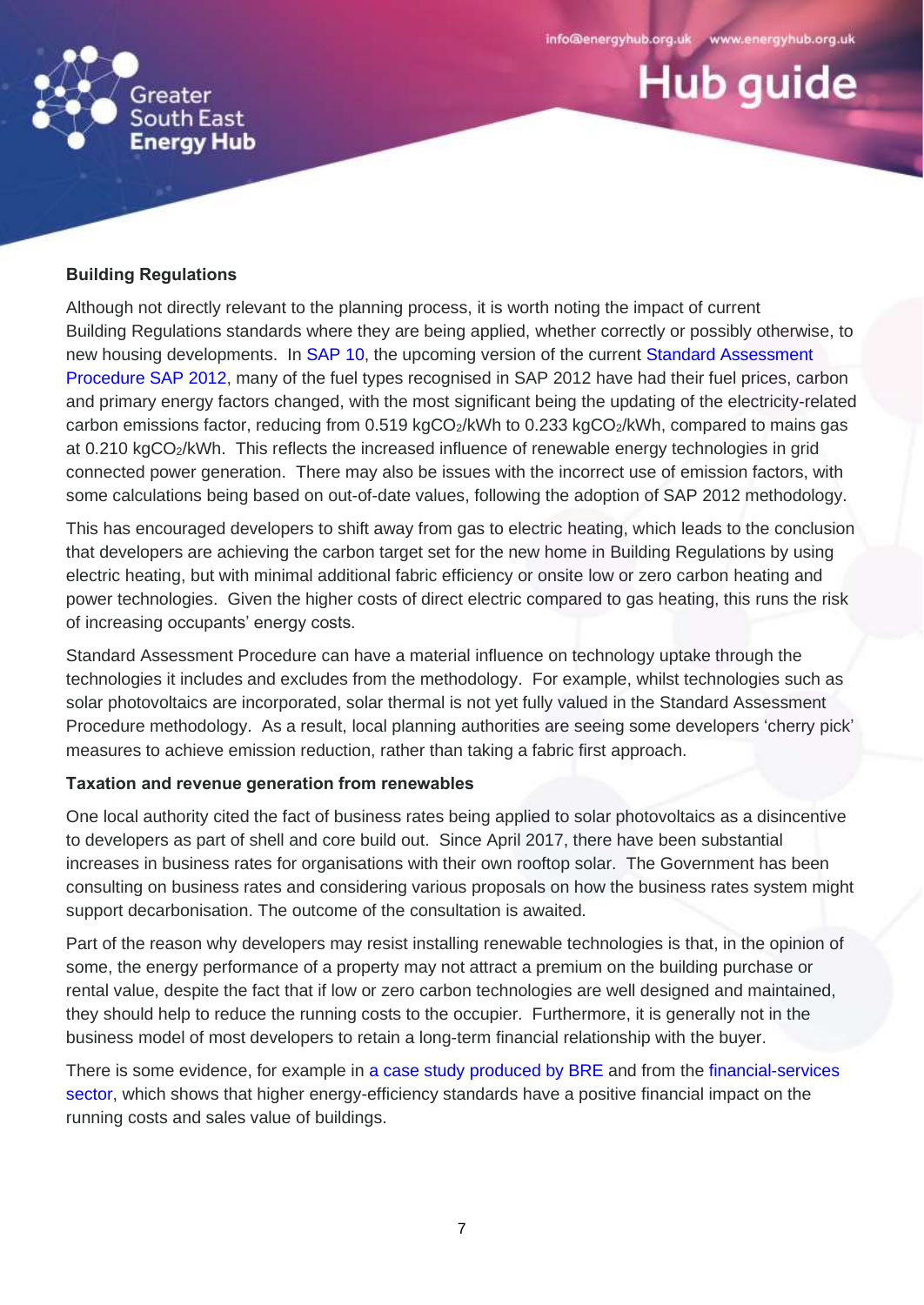**Building Regulations**

Although not directly relevant to the planning process, it is worth noting the impact of current Building Regulations standards where they are being applied, whether correctly or possibly otherwise, to new housing developments. In SAP 10, the upcoming version of the current Standard Assessment Procedure SAP 2012, many of the fuel types recognised in SAP 2012 have had their fuel prices, carbon and primary energy factors changed, with the most significant being the updating of the electricity-related carbon emissions factor, reducing from 0.519 $kgCO_2/kWh$ to 0.233 $kgCO_2/kWh$, compared to mains gas at 0.210 $kgCO_2/kWh$. This reflects the increased influence of renewable energy technologies in grid connected power generation. There may also be issues with the incorrect use of emission factors, with some calculations being based on out-of-date values, following the adoption of SAP 2012 methodology.

This has encouraged developers to shift away from gas to electric heating, which leads to the conclusion that developers are achieving the carbon target set for the new home in Building Regulations by using electric heating, but with minimal additional fabric efficiency or onsite low or zero carbon heating and power technologies. Given the higher costs of direct electric compared to gas heating, this runs the risk of increasing occupants' energy costs.

Standard Assessment Procedure can have a material influence on technology uptake through the technologies it includes and excludes from the methodology. For example, whilst technologies such as solar photovoltaics are incorporated, solar thermal is not yet fully valued in the Standard Assessment Procedure methodology. As a result, local planning authorities are seeing some developers 'cherry pick' measures to achieve emission reduction, rather than taking a fabric first approach.

**Taxation and revenue generation from renewables**

One local authority cited the fact of business rates being applied to solar photovoltaics as a disincentive to developers as part of shell and core build out. Since April 2017, there have been substantial increases in business rates for organisations with their own rooftop solar. The Government has been consulting on business rates and considering various proposals on how the business rates system might support decarbonisation. The outcome of the consultation is awaited.

Part of the reason why developers may resist installing renewable technologies is that, in the opinion of some, the energy performance of a property may not attract a premium on the building purchase or rental value, despite the fact that if low or zero carbon technologies are well designed and maintained, they should help to reduce the running costs to the occupier. Furthermore, it is generally not in the business model of most developers to retain a long-term financial relationship with the buyer.

There is some evidence, for example in a case study produced by BRE and from the financial-services sector, which shows that higher energy-efficiency standards have a positive financial impact on the running costs and sales value of buildings.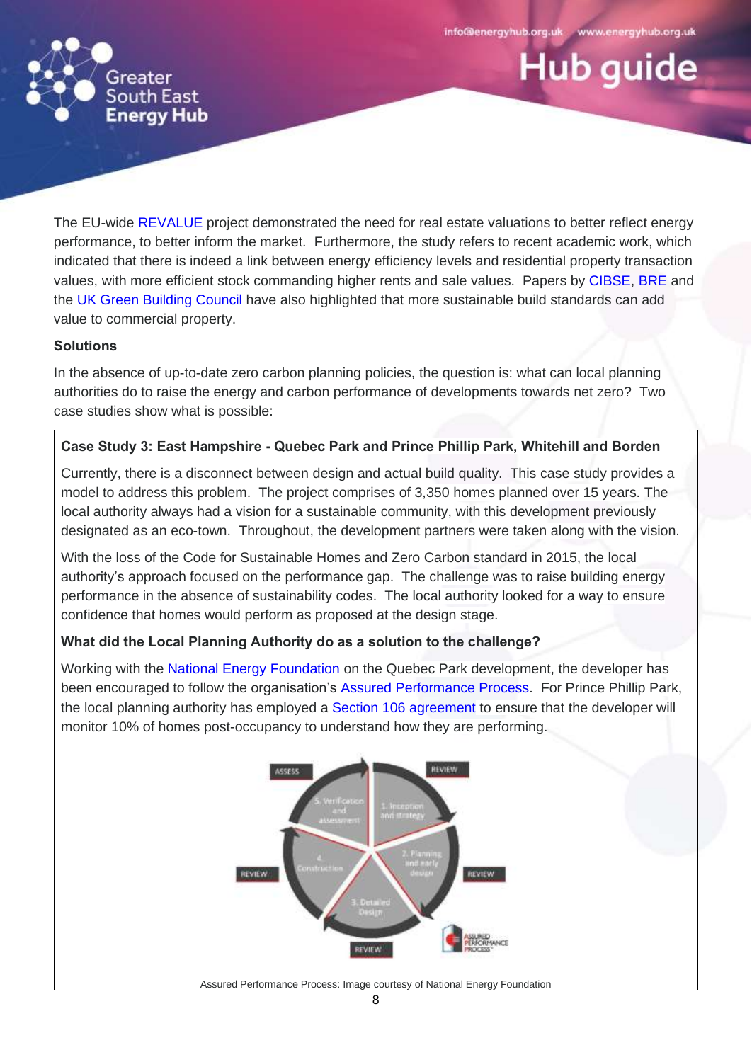The EU-wide REVALUE project demonstrated the need for real estate valuations to better reflect energy performance, to better inform the market. Furthermore, the study refers to recent academic work, which indicated that there is indeed a link between energy efficiency levels and residential property transaction values, with more efficient stock commanding higher rents and sale values. Papers by CIBSE, BRE and the UK Green Building Council have also highlighted that more sustainable build standards can add value to commercial property.

**Solutions**

In the absence of up-to-date zero carbon planning policies, the question is: what can local planning authorities do to raise the energy and carbon performance of developments towards net zero? Two case studies show what is possible:

**Case Study 3: East Hampshire - Quebec Park and Prince Phillip Park, Whitehill and Borden**

Currently, there is a disconnect between design and actual build quality. This case study provides a model to address this problem. The project comprises of 3,350 homes planned over 15 years. The local authority always had a vision for a sustainable community, with this development previously designated as an eco-town. Throughout, the development partners were taken along with the vision.

With the loss of the Code for Sustainable Homes and Zero Carbon standard in 2015, the local authority's approach focused on the performance gap. The challenge was to raise building energy performance in the absence of sustainability codes. The local authority looked for a way to ensure confidence that homes would perform as proposed at the design stage.

**What did the Local Planning Authority do as a solution to the challenge?**

Working with the National Energy Foundation on the Quebec Park development, the developer has been encouraged to follow the organisation's Assured Performance Process. For Prince Phillip Park, the local planning authority has employed a Section 106 agreement to ensure that the developer will monitor 10% of homes post-occupancy to understand how they are performing.

Assured Performance Process: Image courtesy of National Energy Foundation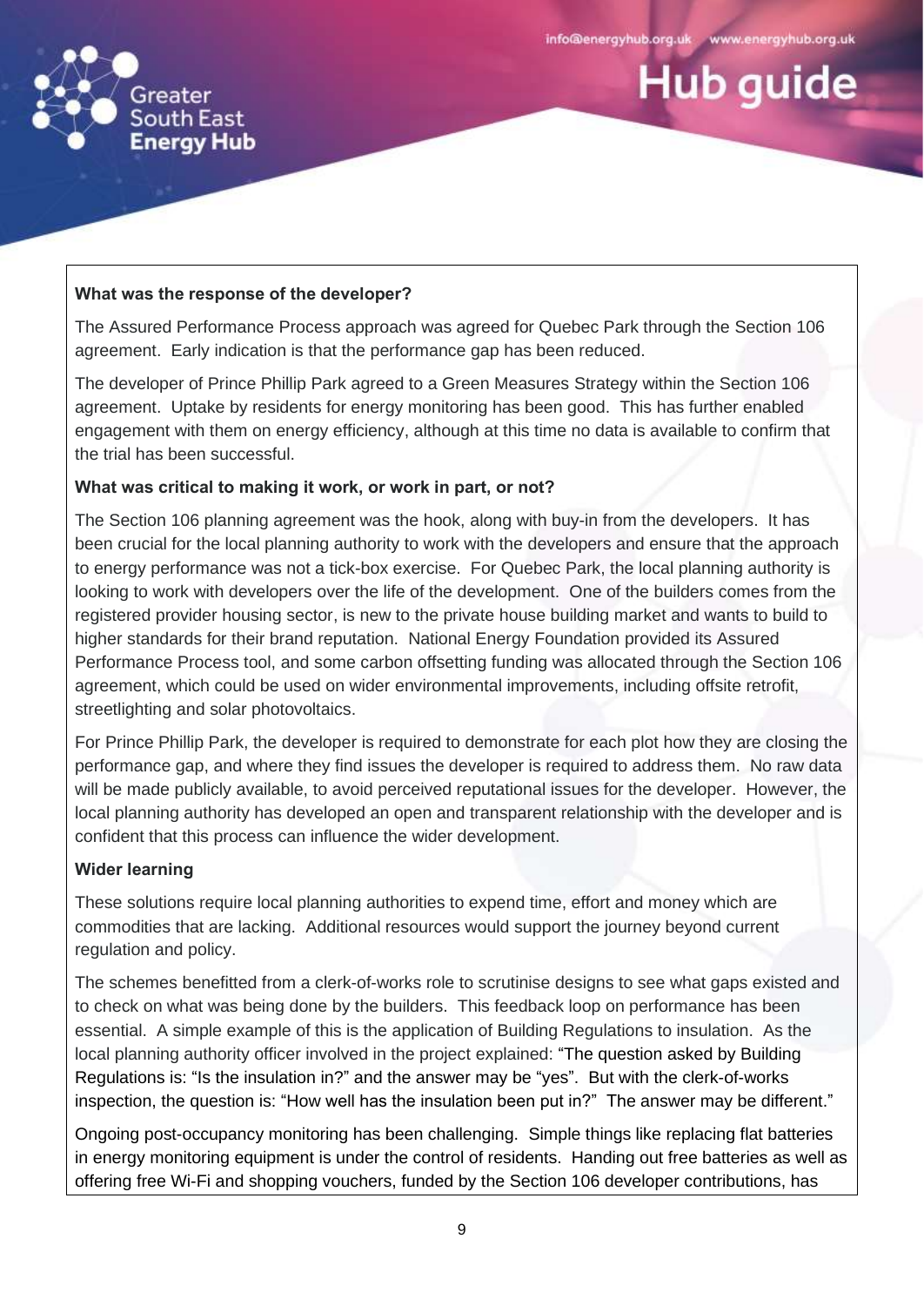**What was the response of the developer?**

The Assured Performance Process approach was agreed for Quebec Park through the Section 106 agreement. Early indication is that the performance gap has been reduced.

The developer of Prince Phillip Park agreed to a Green Measures Strategy within the Section 106 agreement. Uptake by residents for energy monitoring has been good. This has further enabled engagement with them on energy efficiency, although at this time no data is available to confirm that the trial has been successful.

**What was critical to making it work, or work in part, or not?**

The Section 106 planning agreement was the hook, along with buy-in from the developers. It has been crucial for the local planning authority to work with the developers and ensure that the approach to energy performance was not a tick-box exercise. For Quebec Park, the local planning authority is looking to work with developers over the life of the development. One of the builders comes from the registered provider housing sector, is new to the private house building market and wants to build to higher standards for their brand reputation. National Energy Foundation provided its Assured Performance Process tool, and some carbon offsetting funding was allocated through the Section 106 agreement, which could be used on wider environmental improvements, including offsite retrofit, streetlighting and solar photovoltaics.

For Prince Phillip Park, the developer is required to demonstrate for each plot how they are closing the performance gap, and where they find issues the developer is required to address them. No raw data will be made publicly available, to avoid perceived reputational issues for the developer. However, the local planning authority has developed an open and transparent relationship with the developer and is confident that this process can influence the wider development.

**Wider learning**

These solutions require local planning authorities to expend time, effort and money which are commodities that are lacking. Additional resources would support the journey beyond current regulation and policy.

The schemes benefitted from a clerk-of-works role to scrutinise designs to see what gaps existed and to check on what was being done by the builders. This feedback loop on performance has been essential. A simple example of this is the application of Building Regulations to insulation. As the local planning authority officer involved in the project explained: "The question asked by Building Regulations is: "Is the insulation in?" and the answer may be "yes". But with the clerk-of-works inspection, the question is: "How well has the insulation been put in?" The answer may be different."

Ongoing post-occupancy monitoring has been challenging. Simple things like replacing flat batteries in energy monitoring equipment is under the control of residents. Handing out free batteries as well as offering free Wi-Fi and shopping vouchers, funded by the Section 106 developer contributions, has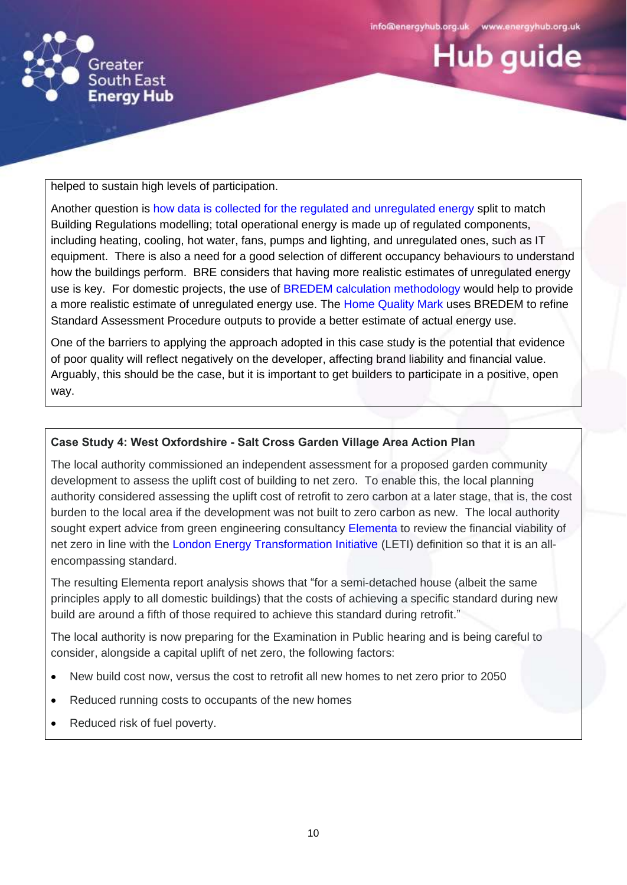helped to sustain high levels of participation.

Another question is how data is collected for the regulated and unregulated energy split to match Building Regulations modelling; total operational energy is made up of regulated components, including heating, cooling, hot water, fans, pumps and lighting, and unregulated ones, such as IT equipment. There is also a need for a good selection of different occupancy behaviours to understand how the buildings perform. BRE considers that having more realistic estimates of unregulated energy use is key. For domestic projects, the use of BREDEM calculation methodology would help to provide a more realistic estimate of unregulated energy use. The Home Quality Mark uses BREDEM to refine Standard Assessment Procedure outputs to provide a better estimate of actual energy use.

One of the barriers to applying the approach adopted in this case study is the potential that evidence of poor quality will reflect negatively on the developer, affecting brand liability and financial value. Arguably, this should be the case, but it is important to get builders to participate in a positive, open way.

**Case Study 4: West Oxfordshire - Salt Cross Garden Village Area Action Plan**

The local authority commissioned an independent assessment for a proposed garden community development to assess the uplift cost of building to net zero. To enable this, the local planning authority considered assessing the uplift cost of retrofit to zero carbon at a later stage, that is, the cost burden to the local area if the development was not built to zero carbon as new. The local authority sought expert advice from green engineering consultancy Elementa to review the financial viability of net zero in line with the London Energy Transformation Initiative (LETI) definition so that it is an all-encompassing standard.

The resulting Elementa report analysis shows that "for a semi-detached house (albeit the same principles apply to all domestic buildings) that the costs of achieving a specific standard during new build are around a fifth of those required to achieve this standard during retrofit."

The local authority is now preparing for the Examination in Public hearing and is being careful to consider, alongside a capital uplift of net zero, the following factors:

- New build cost now, versus the cost to retrofit all new homes to net zero prior to 2050
- Reduced running costs to occupants of the new homes
- Reduced risk of fuel poverty.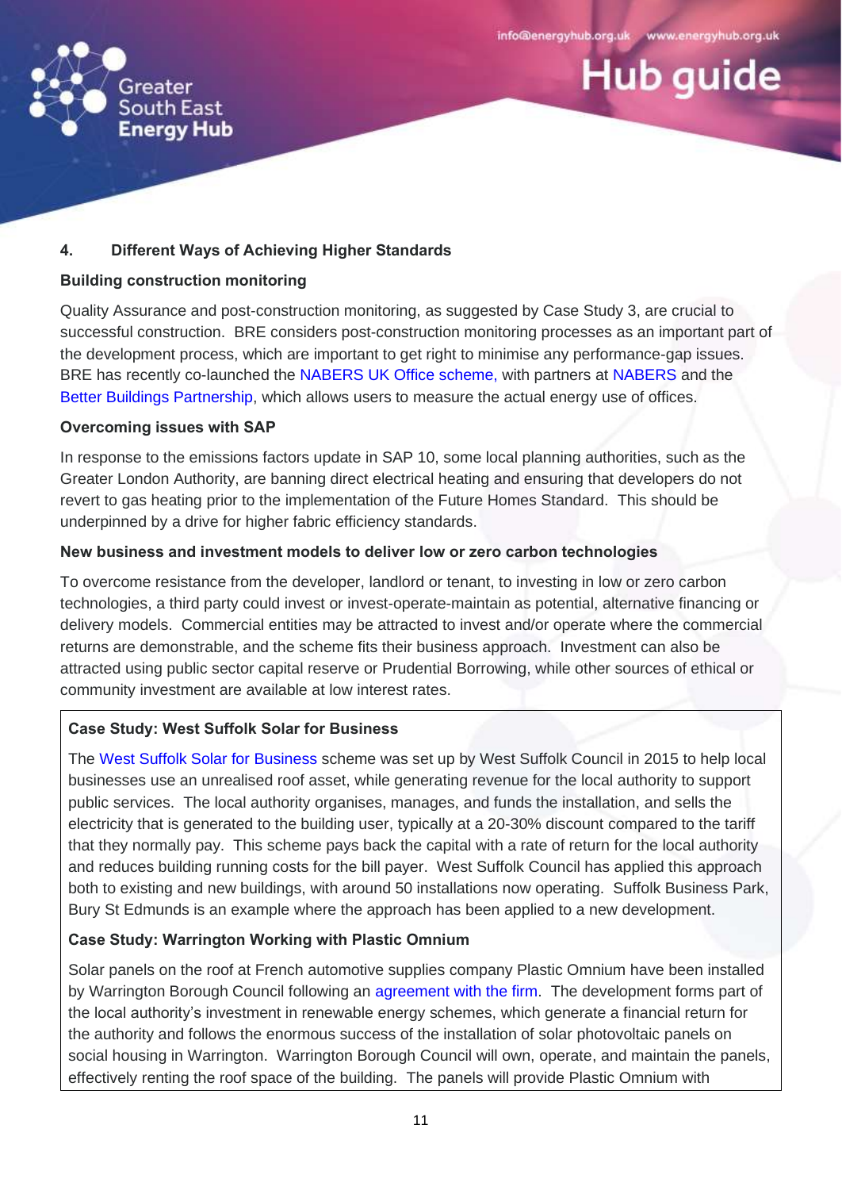## 4. Different Ways of Achieving Higher Standards

**Building construction monitoring**

Quality Assurance and post-construction monitoring, as suggested by Case Study 3, are crucial to successful construction. BRE considers post-construction monitoring processes as an important part of the development process, which are important to get right to minimise any performance-gap issues. BRE has recently co-launched the NABERS UK Office scheme, with partners at NABERS and the Better Buildings Partnership, which allows users to measure the actual energy use of offices.

**Overcoming issues with SAP**

In response to the emissions factors update in SAP 10, some local planning authorities, such as the Greater London Authority, are banning direct electrical heating and ensuring that developers do not revert to gas heating prior to the implementation of the Future Homes Standard. This should be underpinned by a drive for higher fabric efficiency standards.

**New business and investment models to deliver low or zero carbon technologies**

To overcome resistance from the developer, landlord or tenant, to investing in low or zero carbon technologies, a third party could invest or invest-operate-maintain as potential, alternative financing or delivery models. Commercial entities may be attracted to invest and/or operate where the commercial returns are demonstrable, and the scheme fits their business approach. Investment can also be attracted using public sector capital reserve or Prudential Borrowing, while other sources of ethical or community investment are available at low interest rates.

**Case Study: West Suffolk Solar for Business**

The West Suffolk Solar for Business scheme was set up by West Suffolk Council in 2015 to help local businesses use an unrealised roof asset, while generating revenue for the local authority to support public services. The local authority organises, manages, and funds the installation, and sells the electricity that is generated to the building user, typically at a 20-30% discount compared to the tariff that they normally pay. This scheme pays back the capital with a rate of return for the local authority and reduces building running costs for the bill payer. West Suffolk Council has applied this approach both to existing and new buildings, with around 50 installations now operating. Suffolk Business Park, Bury St Edmunds is an example where the approach has been applied to a new development.

**Case Study: Warrington Working with Plastic Omnium**

Solar panels on the roof at French automotive supplies company Plastic Omnium have been installed by Warrington Borough Council following an agreement with the firm. The development forms part of the local authority's investment in renewable energy schemes, which generate a financial return for the authority and follows the enormous success of the installation of solar photovoltaic panels on social housing in Warrington. Warrington Borough Council will own, operate, and maintain the panels, effectively renting the roof space of the building. The panels will provide Plastic Omnium with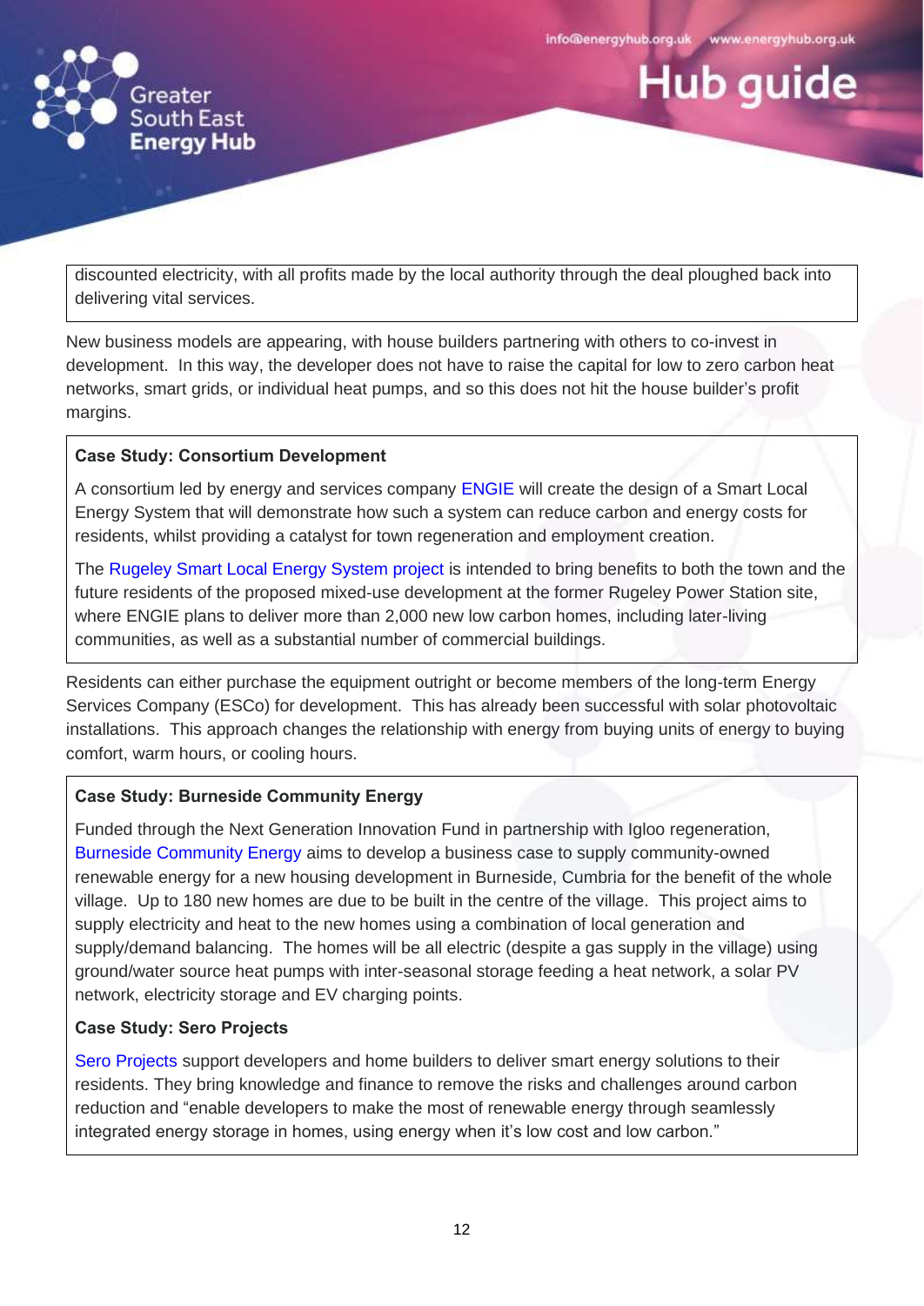discounted electricity, with all profits made by the local authority through the deal ploughed back into delivering vital services.

New business models are appearing, with house builders partnering with others to co-invest in development. In this way, the developer does not have to raise the capital for low to zero carbon heat networks, smart grids, or individual heat pumps, and so this does not hit the house builder's profit margins.

**Case Study: Consortium Development**

A consortium led by energy and services company ENGIE will create the design of a Smart Local Energy System that will demonstrate how such a system can reduce carbon and energy costs for residents, whilst providing a catalyst for town regeneration and employment creation.

The Rugeley Smart Local Energy System project is intended to bring benefits to both the town and the future residents of the proposed mixed-use development at the former Rugeley Power Station site, where ENGIE plans to deliver more than 2,000 new low carbon homes, including later-living communities, as well as a substantial number of commercial buildings.

Residents can either purchase the equipment outright or become members of the long-term Energy Services Company (ESCo) for development. This has already been successful with solar photovoltaic installations. This approach changes the relationship with energy from buying units of energy to buying comfort, warm hours, or cooling hours.

**Case Study: Burneside Community Energy**

Funded through the Next Generation Innovation Fund in partnership with Igloo regeneration, Burneside Community Energy aims to develop a business case to supply community-owned renewable energy for a new housing development in Burneside, Cumbria for the benefit of the whole village. Up to 180 new homes are due to be built in the centre of the village. This project aims to supply electricity and heat to the new homes using a combination of local generation and supply/demand balancing. The homes will be all electric (despite a gas supply in the village) using ground/water source heat pumps with inter-seasonal storage feeding a heat network, a solar PV network, electricity storage and EV charging points.

**Case Study: Sero Projects**

Sero Projects support developers and home builders to deliver smart energy solutions to their residents. They bring knowledge and finance to remove the risks and challenges around carbon reduction and "enable developers to make the most of renewable energy through seamlessly integrated energy storage in homes, using energy when it's low cost and low carbon."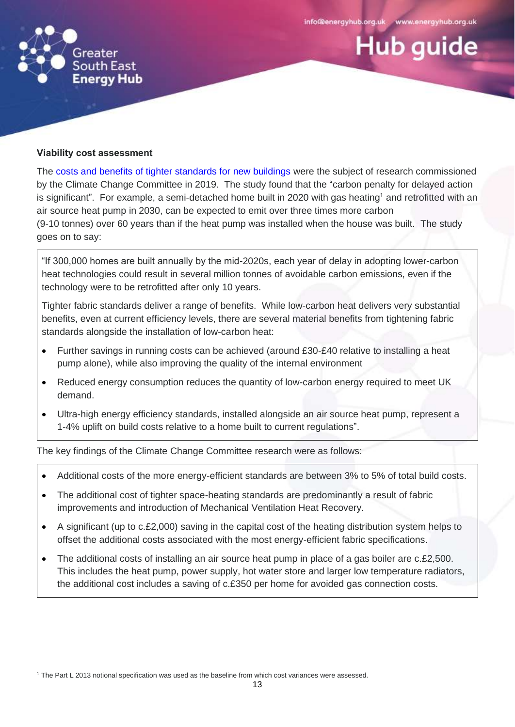### Viability cost assessment

The costs and benefits of tighter standards for new buildings were the subject of research commissioned by the Climate Change Committee in 2019. The study found that the "carbon penalty for delayed action is significant". For example, a semi-detached home built in 2020 with gas heating[1] and retrofitted with an air source heat pump in 2030, can be expected to emit over three times more carbon (9-10 tonnes) over 60 years than if the heat pump was installed when the house was built. The study goes on to say:

> "If 300,000 homes are built annually by the mid-2020s, each year of delay in adopting lower-carbon heat technologies could result in several million tonnes of avoidable carbon emissions, even if the technology were to be retrofitted after only 10 years.
>
> Tighter fabric standards deliver a range of benefits. While low-carbon heat delivers very substantial benefits, even at current efficiency levels, there are several material benefits from tightening fabric standards alongside the installation of low-carbon heat:
>
> - Further savings in running costs can be achieved (around £30-£40 relative to installing a heat pump alone), while also improving the quality of the internal environment
> - Reduced energy consumption reduces the quantity of low-carbon energy required to meet UK demand.
> - Ultra-high energy efficiency standards, installed alongside an air source heat pump, represent a 1-4% uplift on build costs relative to a home built to current regulations".

The key findings of the Climate Change Committee research were as follows:

- Additional costs of the more energy-efficient standards are between 3% to 5% of total build costs.
- The additional cost of tighter space-heating standards are predominantly a result of fabric improvements and introduction of Mechanical Ventilation Heat Recovery.
- A significant (up to c.£2,000) saving in the capital cost of the heating distribution system helps to offset the additional costs associated with the most energy-efficient fabric specifications.
- The additional costs of installing an air source heat pump in place of a gas boiler are c.£2,500. This includes the heat pump, power supply, hot water store and larger low temperature radiators, the additional cost includes a saving of c.£350 per home for avoided gas connection costs.

[1] The Part L 2013 notional specification was used as the baseline from which cost variances were assessed.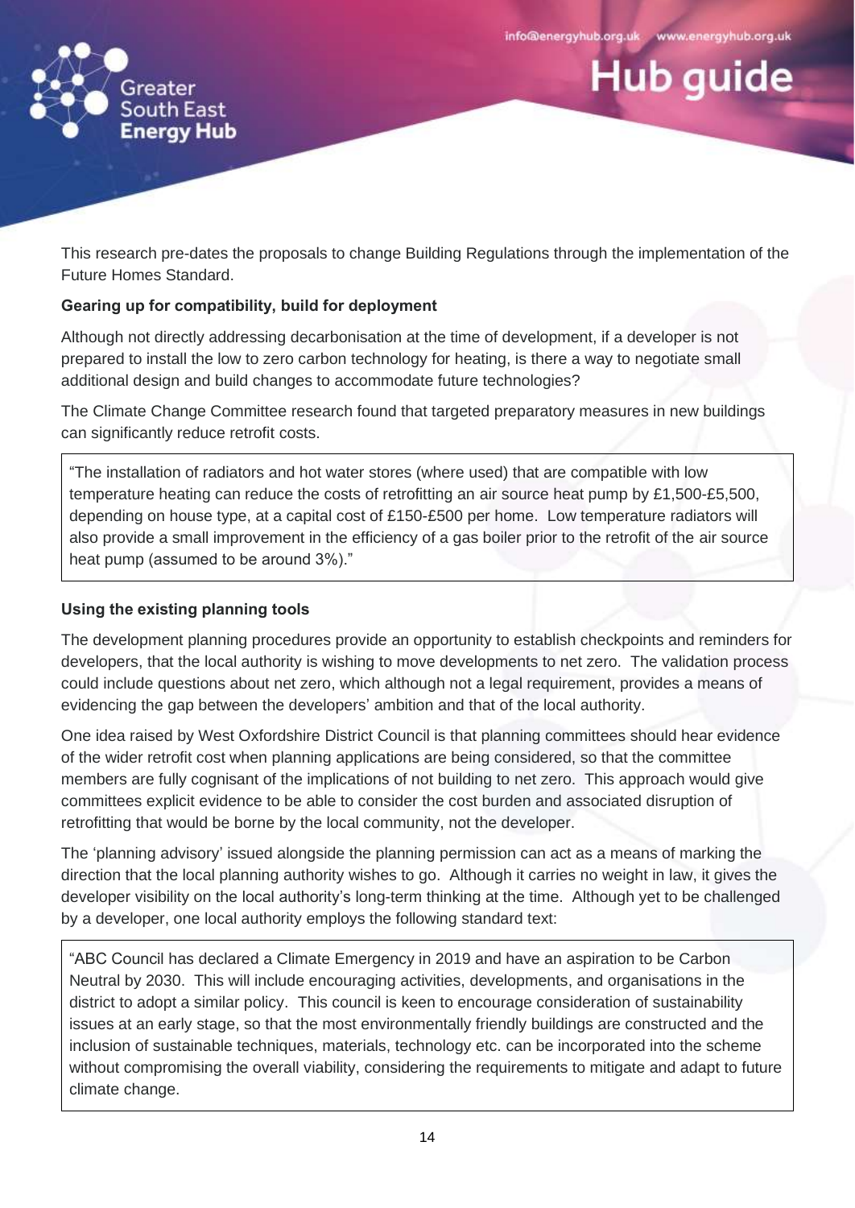This research pre-dates the proposals to change Building Regulations through the implementation of the Future Homes Standard.

**Gearing up for compatibility, build for deployment**

Although not directly addressing decarbonisation at the time of development, if a developer is not prepared to install the low to zero carbon technology for heating, is there a way to negotiate small additional design and build changes to accommodate future technologies?

The Climate Change Committee research found that targeted preparatory measures in new buildings can significantly reduce retrofit costs.

> "The installation of radiators and hot water stores (where used) that are compatible with low temperature heating can reduce the costs of retrofitting an air source heat pump by £1,500-£5,500, depending on house type, at a capital cost of £150-£500 per home. Low temperature radiators will also provide a small improvement in the efficiency of a gas boiler prior to the retrofit of the air source heat pump (assumed to be around 3%)."

**Using the existing planning tools**

The development planning procedures provide an opportunity to establish checkpoints and reminders for developers, that the local authority is wishing to move developments to net zero. The validation process could include questions about net zero, which although not a legal requirement, provides a means of evidencing the gap between the developers' ambition and that of the local authority.

One idea raised by West Oxfordshire District Council is that planning committees should hear evidence of the wider retrofit cost when planning applications are being considered, so that the committee members are fully cognisant of the implications of not building to net zero. This approach would give committees explicit evidence to be able to consider the cost burden and associated disruption of retrofitting that would be borne by the local community, not the developer.

The 'planning advisory' issued alongside the planning permission can act as a means of marking the direction that the local planning authority wishes to go. Although it carries no weight in law, it gives the developer visibility on the local authority's long-term thinking at the time. Although yet to be challenged by a developer, one local authority employs the following standard text:

> "ABC Council has declared a Climate Emergency in 2019 and have an aspiration to be Carbon Neutral by 2030. This will include encouraging activities, developments, and organisations in the district to adopt a similar policy. This council is keen to encourage consideration of sustainability issues at an early stage, so that the most environmentally friendly buildings are constructed and the inclusion of sustainable techniques, materials, technology etc. can be incorporated into the scheme without compromising the overall viability, considering the requirements to mitigate and adapt to future climate change.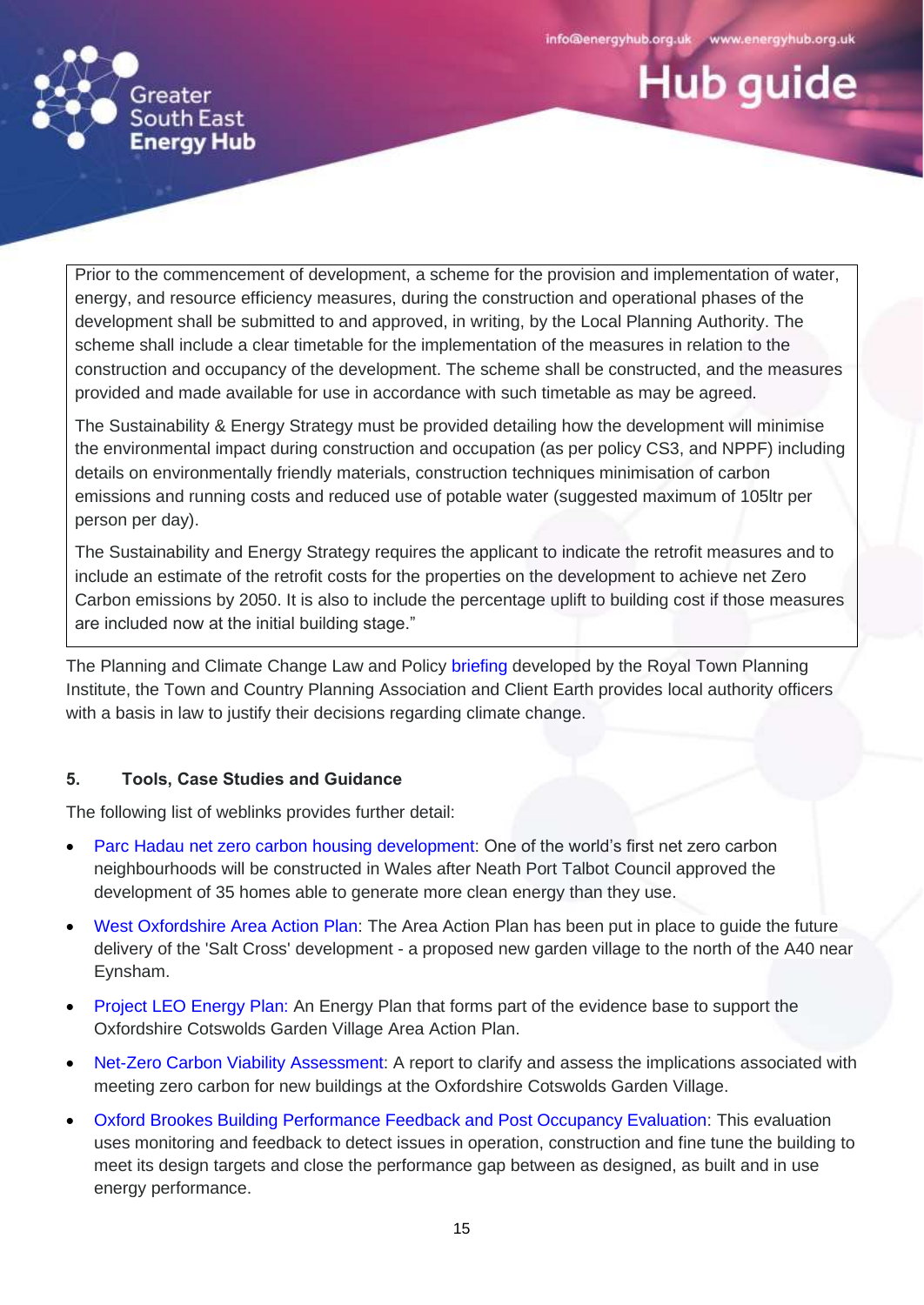> Prior to the commencement of development, a scheme for the provision and implementation of water, energy, and resource efficiency measures, during the construction and operational phases of the development shall be submitted to and approved, in writing, by the Local Planning Authority. The scheme shall include a clear timetable for the implementation of the measures in relation to the construction and occupancy of the development. The scheme shall be constructed, and the measures provided and made available for use in accordance with such timetable as may be agreed.
>
> The Sustainability & Energy Strategy must be provided detailing how the development will minimise the environmental impact during construction and occupation (as per policy CS3, and NPPF) including details on environmentally friendly materials, construction techniques minimisation of carbon emissions and running costs and reduced use of potable water (suggested maximum of 105ltr per person per day).
>
> The Sustainability and Energy Strategy requires the applicant to indicate the retrofit measures and to include an estimate of the retrofit costs for the properties on the development to achieve net Zero Carbon emissions by 2050. It is also to include the percentage uplift to building cost if those measures are included now at the initial building stage."

The Planning and Climate Change Law and Policy briefing developed by the Royal Town Planning Institute, the Town and Country Planning Association and Client Earth provides local authority officers with a basis in law to justify their decisions regarding climate change.

## 5. Tools, Case Studies and Guidance

The following list of weblinks provides further detail:

- Parc Hadau net zero carbon housing development: One of the world's first net zero carbon neighbourhoods will be constructed in Wales after Neath Port Talbot Council approved the development of 35 homes able to generate more clean energy than they use.
- West Oxfordshire Area Action Plan: The Area Action Plan has been put in place to guide the future delivery of the 'Salt Cross' development - a proposed new garden village to the north of the A40 near Eynsham.
- Project LEO Energy Plan: An Energy Plan that forms part of the evidence base to support the Oxfordshire Cotswolds Garden Village Area Action Plan.
- Net-Zero Carbon Viability Assessment: A report to clarify and assess the implications associated with meeting zero carbon for new buildings at the Oxfordshire Cotswolds Garden Village.
- Oxford Brookes Building Performance Feedback and Post Occupancy Evaluation: This evaluation uses monitoring and feedback to detect issues in operation, construction and fine tune the building to meet its design targets and close the performance gap between as designed, as built and in use energy performance.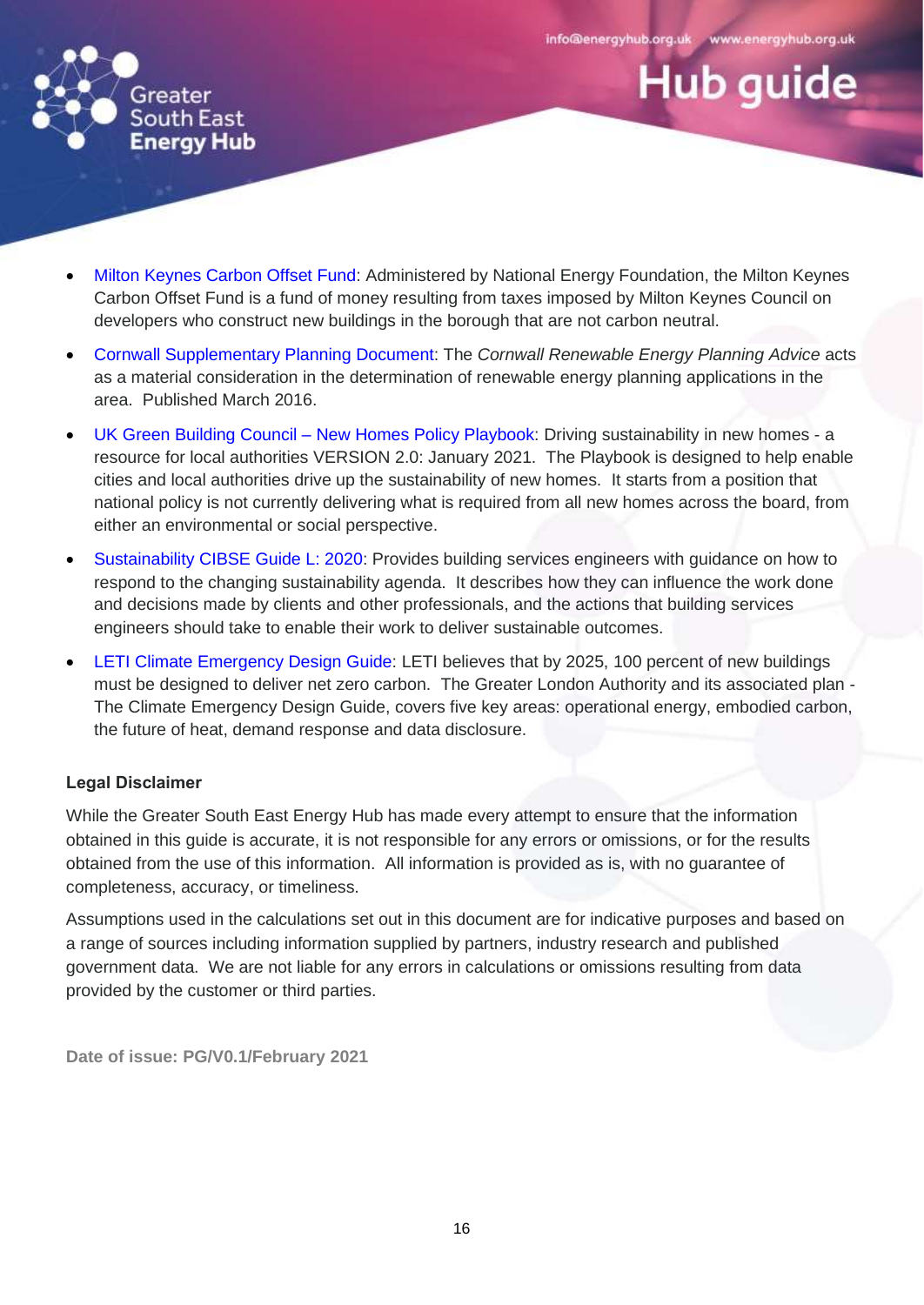- Milton Keynes Carbon Offset Fund: Administered by National Energy Foundation, the Milton Keynes Carbon Offset Fund is a fund of money resulting from taxes imposed by Milton Keynes Council on developers who construct new buildings in the borough that are not carbon neutral.
- Cornwall Supplementary Planning Document: The *Cornwall Renewable Energy Planning Advice* acts as a material consideration in the determination of renewable energy planning applications in the area. Published March 2016.
- UK Green Building Council – New Homes Policy Playbook: Driving sustainability in new homes - a resource for local authorities VERSION 2.0: January 2021. The Playbook is designed to help enable cities and local authorities drive up the sustainability of new homes. It starts from a position that national policy is not currently delivering what is required from all new homes across the board, from either an environmental or social perspective.
- Sustainability CIBSE Guide L: 2020: Provides building services engineers with guidance on how to respond to the changing sustainability agenda. It describes how they can influence the work done and decisions made by clients and other professionals, and the actions that building services engineers should take to enable their work to deliver sustainable outcomes.
- LETI Climate Emergency Design Guide: LETI believes that by 2025, 100 percent of new buildings must be designed to deliver net zero carbon. The Greater London Authority and its associated plan - The Climate Emergency Design Guide, covers five key areas: operational energy, embodied carbon, the future of heat, demand response and data disclosure.

**Legal Disclaimer**

While the Greater South East Energy Hub has made every attempt to ensure that the information obtained in this guide is accurate, it is not responsible for any errors or omissions, or for the results obtained from the use of this information. All information is provided as is, with no guarantee of completeness, accuracy, or timeliness.

Assumptions used in the calculations set out in this document are for indicative purposes and based on a range of sources including information supplied by partners, industry research and published government data. We are not liable for any errors in calculations or omissions resulting from data provided by the customer or third parties.

**Date of issue: PG/V0.1/February 2021**